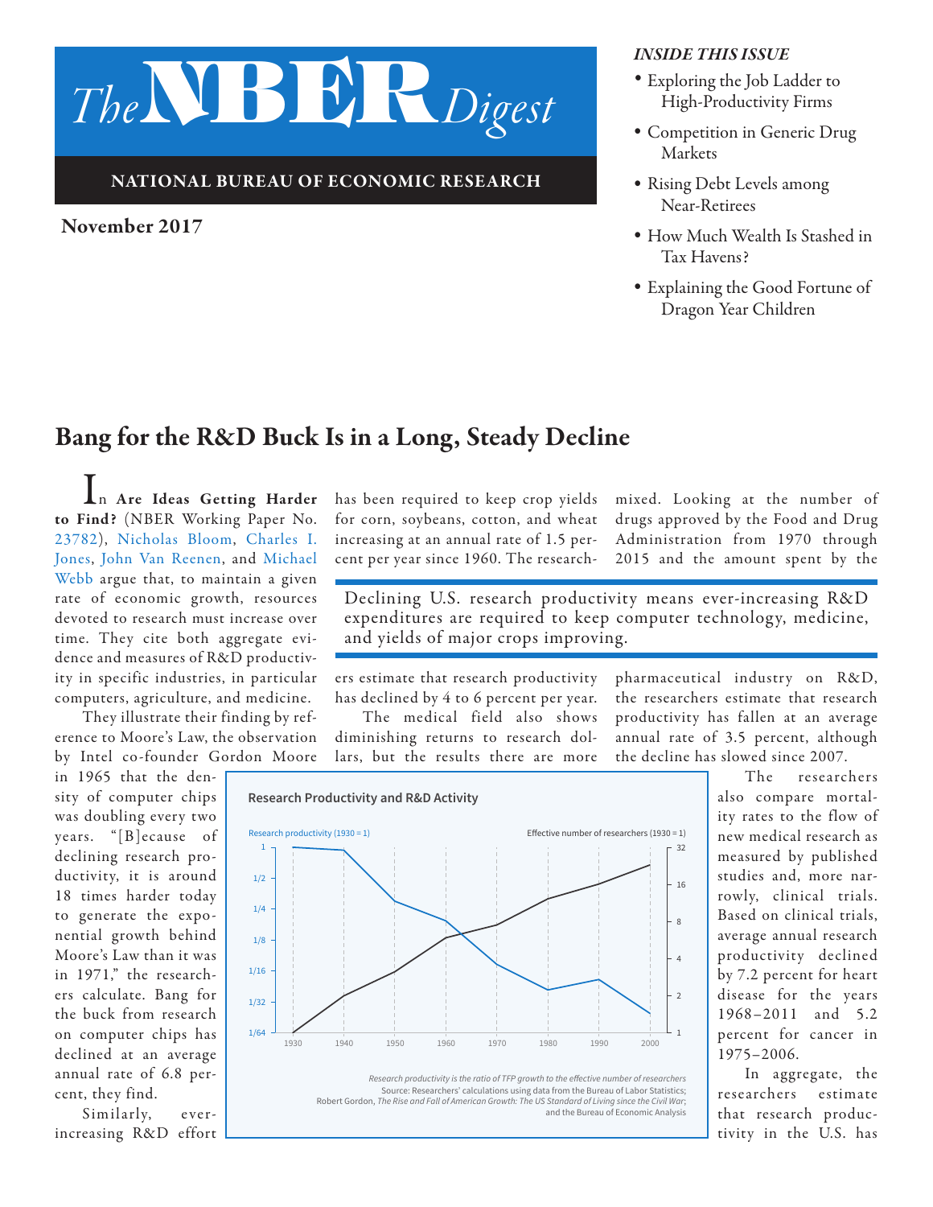# The NBER Digest

**NATIONAL BUREAU OF ECONOMIC RESEARCH**

**November 2017**

*INSIDE THIS ISSUE*

- Exploring the Job Ladder to High-Productivity Firms
- Competition in Generic Drug Markets
- Rising Debt Levels among Near-Retirees
- How Much Wealth Is Stashed in Tax Havens?
- Explaining the Good Fortune of Dragon Year Children

## Bang for the R&D Buck Is in a Long, Steady Decline

In **Are Ideas Getting Harder to Find?** (NBER Working Paper No. 23782), Nicholas Bloom, Charles I. Jones, John Van Reenen, and Michael Webb argue that, to maintain a given rate of economic growth, resources devoted to research must increase over time. They cite both aggregate evidence and measures of R&D productivity in specific industries, in particular computers, agriculture, and medicine.

They illustrate their finding by reference to Moore's Law, the observation by Intel co-founder Gordon Moore in 1965 that the density of computer chips was doubling every two years. "[B]ecause of declining research productivity, it is around 18 times harder today to generate the exponential growth behind Moore's Law than it was in 1971," the researchers calculate. Bang for the buck from research on computer chips has declined at an average annual rate of 6.8 percent, they find.

Similarly, ever-increasing R&D effort has been required to keep crop yields for corn, soybeans, cotton, and wheat increasing at an annual rate of 1.5 percent per year since 1960. The researchers estimate that research productivity has declined by 4 to 6 percent per year.

> Declining U.S. research productivity means ever-increasing R&D expenditures are required to keep computer technology, medicine, and yields of major crops improving.

The medical field also shows diminishing returns to research dollars, but the results there are more mixed. Looking at the number of drugs approved by the Food and Drug Administration from 1970 through 2015 and the amount spent by the pharmaceutical industry on R&D, the researchers estimate that research productivity has fallen at an average annual rate of 3.5 percent, although the decline has slowed since 2007.

**Research Productivity and R&D Activity**

| Year | Research productivity (1930 = 1) | Effective number of researchers (1930 = 1) |
|---|---|---|
| 1930 | 1 | 1 |
| 1940 | ~1 | ~2 |
| 1950 | ~1/4 | ~3 |
| 1960 | ~1/6 | ~6 |
| 1970 | ~1/12 | ~7 |
| 1980 | ~1/24 | ~12 |
| 1990 | ~1/21 | ~16 |
| 2000 | ~1/40 | ~23 |

*Research productivity is the ratio of TFP growth to the effective number of researchers*
Source: Researchers' calculations using data from the Bureau of Labor Statistics; Robert Gordon, *The Rise and Fall of American Growth: The US Standard of Living since the Civil War*; and the Bureau of Economic Analysis

The researchers also compare mortality rates to the flow of new medical research as measured by published studies and, more narrowly, clinical trials. Based on clinical trials, average annual research productivity declined by 7.2 percent for heart disease for the years 1968–2011 and 5.2 percent for cancer in 1975–2006.

In aggregate, the researchers estimate that research productivity in the U.S. has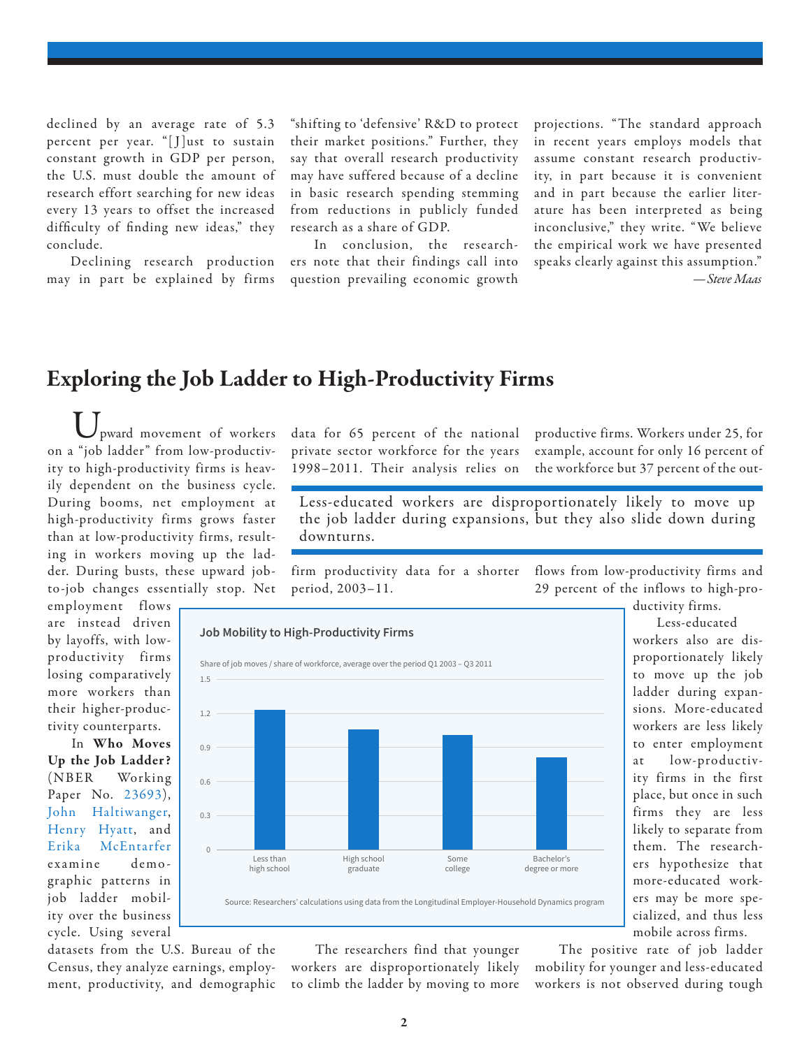declined by an average rate of 5.3 percent per year. "[J]ust to sustain constant growth in GDP per person, the U.S. must double the amount of research effort searching for new ideas every 13 years to offset the increased difficulty of finding new ideas," they conclude.

Declining research production may in part be explained by firms "shifting to 'defensive' R&D to protect their market positions." Further, they say that overall research productivity may have suffered because of a decline in basic research spending stemming from reductions in publicly funded research as a share of GDP.

In conclusion, the researchers note that their findings call into question prevailing economic growth projections. "The standard approach in recent years employs models that assume constant research productivity, in part because it is convenient and in part because the earlier literature has been interpreted as being inconclusive," they write. "We believe the empirical work we have presented speaks clearly against this assumption."

*—Steve Maas*

# Exploring the Job Ladder to High-Productivity Firms

Upward movement of workers on a "job ladder" from low-productivity to high-productivity firms is heavily dependent on the business cycle. During booms, net employment at high-productivity firms grows faster than at low-productivity firms, resulting in workers moving up the ladder. During busts, these upward job-to-job changes essentially stop. Net employment flows are instead driven by layoffs, with low-productivity firms losing comparatively more workers than their higher-productivity counterparts.

In **Who Moves Up the Job Ladder?** (NBER Working Paper No. 23693), John Haltiwanger, Henry Hyatt, and Erika McEntarfer examine demographic patterns in job ladder mobility over the business cycle. Using several datasets from the U.S. Bureau of the Census, they analyze earnings, employment, productivity, and demographic data for 65 percent of the national private sector workforce for the years 1998–2011. Their analysis relies on firm productivity data for a shorter period, 2003–11.

> Less-educated workers are disproportionately likely to move up the job ladder during expansions, but they also slide down during downturns.

**Job Mobility to High-Productivity Firms**

Share of job moves / share of workforce, average over the period Q1 2003 – Q3 2011

| Education | Ratio (approx.) |
|---|---|
| Less than high school | 1.23 |
| High school graduate | 1.06 |
| Some college | 1.01 |
| Bachelor's degree or more | 0.81 |

Source: Researchers' calculations using data from the Longitudinal Employer-Household Dynamics program

The researchers find that younger workers are disproportionately likely to climb the ladder by moving to more productive firms. Workers under 25, for example, account for only 16 percent of the workforce but 37 percent of the outflows from low-productivity firms and 29 percent of the inflows to high-productivity firms.

Less-educated workers also are disproportionately likely to move up the job ladder during expansions. More-educated workers are less likely to enter employment at low-productivity firms in the first place, but once in such firms they are less likely to separate from them. The researchers hypothesize that more-educated workers may be more specialized, and thus less mobile across firms.

The positive rate of job ladder mobility for younger and less-educated workers is not observed during tough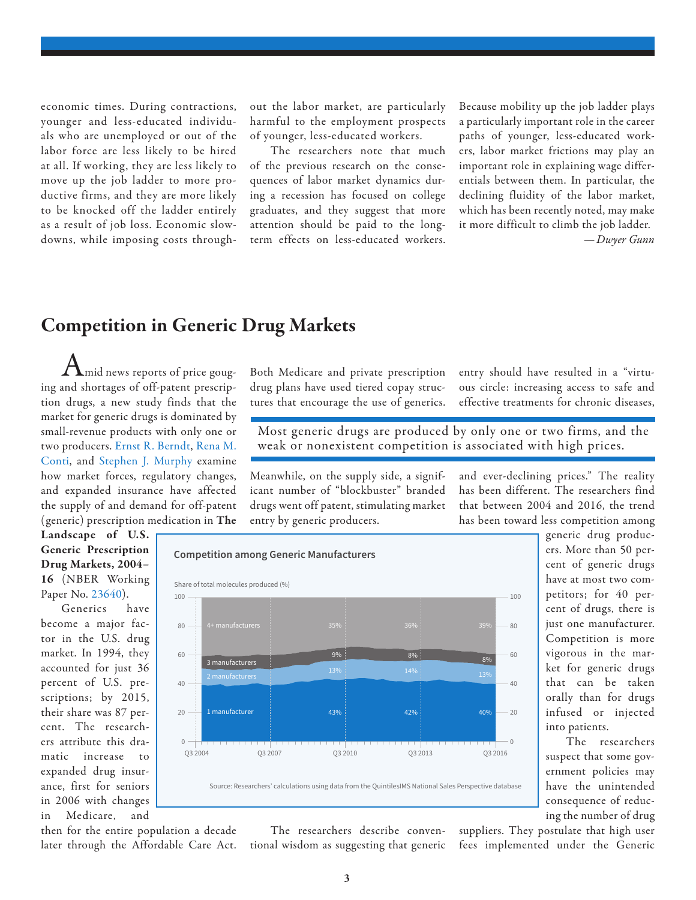economic times. During contractions, younger and less-educated individuals who are unemployed or out of the labor force are less likely to be hired at all. If working, they are less likely to move up the job ladder to more productive firms, and they are more likely to be knocked off the ladder entirely as a result of job loss. Economic slowdowns, while imposing costs throughout the labor market, are particularly harmful to the employment prospects of younger, less-educated workers.

The researchers note that much of the previous research on the consequences of labor market dynamics during a recession has focused on college graduates, and they suggest that more attention should be paid to the long-term effects on less-educated workers. Because mobility up the job ladder plays a particularly important role in the career paths of younger, less-educated workers, labor market frictions may play an important role in explaining wage differentials between them. In particular, the declining fluidity of the labor market, which has been recently noted, may make it more difficult to climb the job ladder.

*— Dwyer Gunn*

## Competition in Generic Drug Markets

Amid news reports of price gouging and shortages of off-patent prescription drugs, a new study finds that the market for generic drugs is dominated by small-revenue products with only one or two producers. Ernst R. Berndt, Rena M. Conti, and Stephen J. Murphy examine how market forces, regulatory changes, and expanded insurance have affected the supply of and demand for off-patent (generic) prescription medication in **The Landscape of U.S. Generic Prescription Drug Markets, 2004–16** (NBER Working Paper No. 23640).

Generics have become a major factor in the U.S. drug market. In 1994, they accounted for just 36 percent of U.S. prescriptions; by 2015, their share was 87 percent. The researchers attribute this dramatic increase to expanded drug insurance, first for seniors in 2006 with changes in Medicare, and then for the entire population a decade later through the Affordable Care Act. Both Medicare and private prescription drug plans have used tiered copay structures that encourage the use of generics.

> Most generic drugs are produced by only one or two firms, and the weak or nonexistent competition is associated with high prices.

Meanwhile, on the supply side, a significant number of "blockbuster" branded drugs went off patent, stimulating market entry by generic producers.

**Competition among Generic Manufacturers**

Share of total molecules produced (%)

| | Q3 2010 | Q3 2013 | Q3 2016 |
|---|---|---|---|
| 4+ manufacturers | 35% | 36% | 39% |
| 3 manufacturers | 9% | 8% | 8% |
| 2 manufacturers | 13% | 14% | 13% |
| 1 manufacturer | 43% | 42% | 40% |

Source: Researchers' calculations using data from the QuintilesIMS National Sales Perspective database

The researchers describe conventional wisdom as suggesting that generic entry should have resulted in a "virtuous circle: increasing access to safe and effective treatments for chronic diseases, and ever-declining prices." The reality has been different. The researchers find that between 2004 and 2016, the trend has been toward less competition among generic drug producers. More than 50 percent of generic drugs have at most two competitors; for 40 percent of drugs, there is just one manufacturer. Competition is more vigorous in the market for generic drugs that can be taken orally than for drugs infused or injected into patients.

The researchers suspect that some government policies may have the unintended consequence of reducing the number of drug suppliers. They postulate that high user fees implemented under the Generic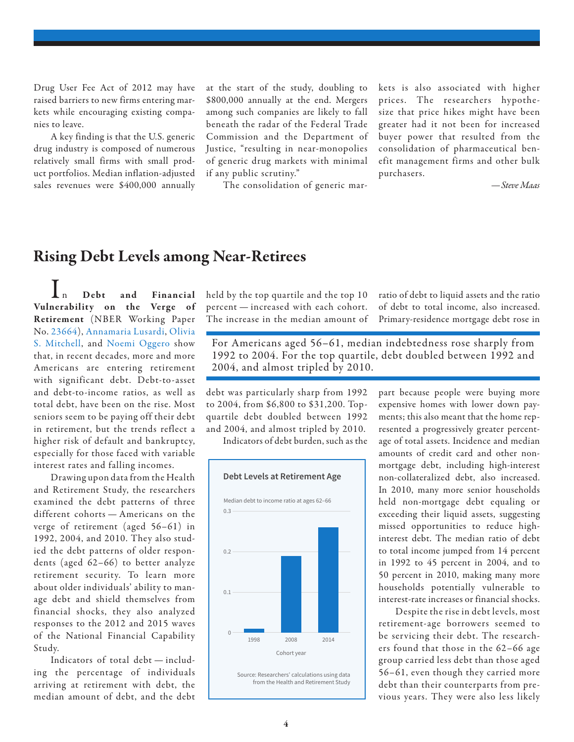Drug User Fee Act of 2012 may have raised barriers to new firms entering markets while encouraging existing companies to leave.

A key finding is that the U.S. generic drug industry is composed of numerous relatively small firms with small product portfolios. Median inflation-adjusted sales revenues were $400,000 annually at the start of the study, doubling to $800,000 annually at the end. Mergers among such companies are likely to fall beneath the radar of the Federal Trade Commission and the Department of Justice, "resulting in near-monopolies of generic drug markets with minimal if any public scrutiny."

The consolidation of generic markets is also associated with higher prices. The researchers hypothesize that price hikes might have been greater had it not been for increased buyer power that resulted from the consolidation of pharmaceutical benefit management firms and other bulk purchasers.

*—Steve Maas*

## Rising Debt Levels among Near-Retirees

In **Debt and Financial Vulnerability on the Verge of Retirement** (NBER Working Paper No. 23664), Annamaria Lusardi, Olivia S. Mitchell, and Noemi Oggero show that, in recent decades, more and more Americans are entering retirement with significant debt. Debt-to-asset and debt-to-income ratios, as well as total debt, have been on the rise. Most seniors seem to be paying off their debt in retirement, but the trends reflect a higher risk of default and bankruptcy, especially for those faced with variable interest rates and falling incomes.

Drawing upon data from the Health and Retirement Study, the researchers examined the debt patterns of three different cohorts — Americans on the verge of retirement (aged 56–61) in 1992, 2004, and 2010. They also studied the debt patterns of older respondents (aged 62–66) to better analyze retirement security. To learn more about older individuals' ability to manage debt and shield themselves from financial shocks, they also analyzed responses to the 2012 and 2015 waves of the National Financial Capability Study.

Indicators of total debt — including the percentage of individuals arriving at retirement with debt, the median amount of debt, and the debt held by the top quartile and the top 10 percent — increased with each cohort. The increase in the median amount of debt was particularly sharp from 1992 to 2004, from $6,800 to $31,200. Top-quartile debt doubled between 1992 and 2004, and almost tripled by 2010.

> For Americans aged 56–61, median indebtedness rose sharply from 1992 to 2004. For the top quartile, debt doubled between 1992 and 2004, and almost tripled by 2010.

Indicators of debt burden, such as the ratio of debt to liquid assets and the ratio of debt to total income, also increased. Primary-residence mortgage debt rose in part because people were buying more expensive homes with lower down payments; this also meant that the home represented a progressively greater percentage of total assets. Incidence and median amounts of credit card and other non-mortgage debt, including high-interest non-collateralized debt, also increased. In 2010, many more senior households held non-mortgage debt equaling or exceeding their liquid assets, suggesting missed opportunities to reduce high-interest debt. The median ratio of debt to total income jumped from 14 percent in 1992 to 45 percent in 2004, and to 50 percent in 2010, making many more households potentially vulnerable to interest-rate increases or financial shocks.

**Debt Levels at Retirement Age**

Median debt to income ratio at ages 62–66

| Cohort year | Median debt to income ratio |
|---|---|
| 1998 | ~0.01 |
| 2008 | ~0.19 |
| 2014 | ~0.26 |

Source: Researchers' calculations using data from the Health and Retirement Study

Despite the rise in debt levels, most retirement-age borrowers seemed to be servicing their debt. The researchers found that those in the 62–66 age group carried less debt than those aged 56–61, even though they carried more debt than their counterparts from previous years. They were also less likely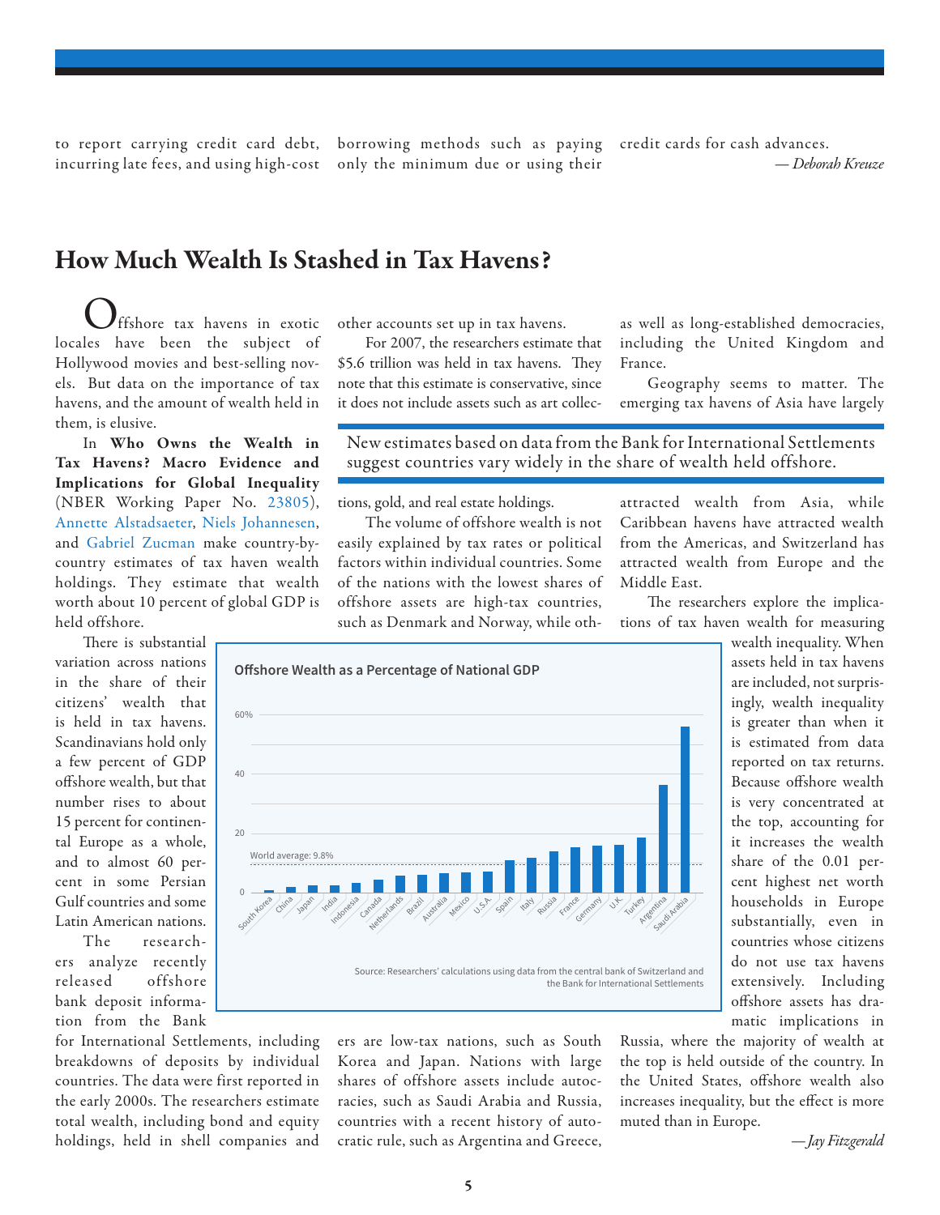to report carrying credit card debt, incurring late fees, and using high-cost borrowing methods such as paying only the minimum due or using their credit cards for cash advances.

*— Deborah Kreuze*

## How Much Wealth Is Stashed in Tax Havens?

Offshore tax havens in exotic locales have been the subject of Hollywood movies and best-selling novels. But data on the importance of tax havens, and the amount of wealth held in them, is elusive.

In **Who Owns the Wealth in Tax Havens? Macro Evidence and Implications for Global Inequality** (NBER Working Paper No. 23805), Annette Alstadsaeter, Niels Johannesen, and Gabriel Zucman make country-by-country estimates of tax haven wealth holdings. They estimate that wealth worth about 10 percent of global GDP is held offshore.

There is substantial variation across nations in the share of their citizens' wealth that is held in tax havens. Scandinavians hold only a few percent of GDP offshore wealth, but that number rises to about 15 percent for continental Europe as a whole, and to almost 60 percent in some Persian Gulf countries and some Latin American nations.

The researchers analyze recently released offshore bank deposit information from the Bank for International Settlements, including breakdowns of deposits by individual countries. The data were first reported in the early 2000s. The researchers estimate total wealth, including bond and equity holdings, held in shell companies and other accounts set up in tax havens.

For 2007, the researchers estimate that $5.6 trillion was held in tax havens. They note that this estimate is conservative, since it does not include assets such as art collections, gold, and real estate holdings.

> New estimates based on data from the Bank for International Settlements suggest countries vary widely in the share of wealth held offshore.

The volume of offshore wealth is not easily explained by tax rates or political factors within individual countries. Some of the nations with the lowest shares of offshore assets are high-tax countries, such as Denmark and Norway, while others are low-tax nations, such as South Korea and Japan. Nations with large shares of offshore assets include autocracies, such as Saudi Arabia and Russia, countries with a recent history of autocratic rule, such as Argentina and Greece, as well as long-established democracies, including the United Kingdom and France.

Geography seems to matter. The emerging tax havens of Asia have largely attracted wealth from Asia, while Caribbean havens have attracted wealth from the Americas, and Switzerland has attracted wealth from Europe and the Middle East.

The researchers explore the implications of tax haven wealth for measuring wealth inequality. When assets held in tax havens are included, not surprisingly, wealth inequality is greater than when it is estimated from data reported on tax returns. Because offshore wealth is very concentrated at the top, accounting for it increases the wealth share of the 0.01 percent highest net worth households in Europe substantially, even in countries whose citizens do not use tax havens extensively. Including offshore assets has dramatic implications in Russia, where the majority of wealth at the top is held outside of the country. In the United States, offshore wealth also increases inequality, but the effect is more muted than in Europe.

**Offshore Wealth as a Percentage of National GDP**

(Bar chart, 0–60%; World average: 9.8%. Countries in ascending order: South Korea, China, Japan, India, Indonesia, Canada, Netherlands, Brazil, Australia, Mexico, U.S.A., Spain, Italy, Russia, France, Germany, U.K., Turkey, Argentina, Saudi Arabia)

Source: Researchers' calculations using data from the central bank of Switzerland and the Bank for International Settlements

*— Jay Fitzgerald*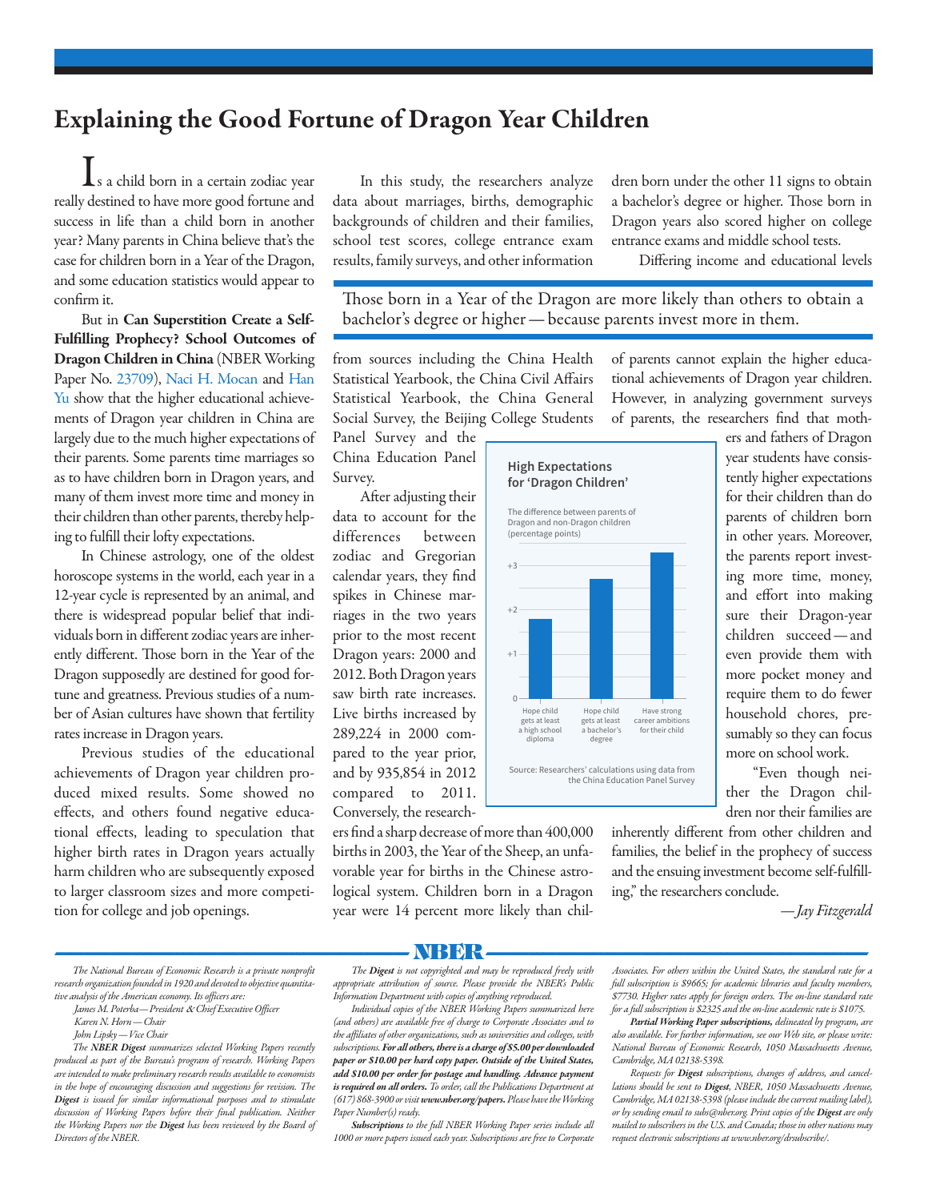# Explaining the Good Fortune of Dragon Year Children

Is a child born in a certain zodiac year really destined to have more good fortune and success in life than a child born in another year? Many parents in China believe that's the case for children born in a Year of the Dragon, and some education statistics would appear to confirm it.

But in **Can Superstition Create a Self-Fulfilling Prophecy? School Outcomes of Dragon Children in China** (NBER Working Paper No. 23709), Naci H. Mocan and Han Yu show that the higher educational achievements of Dragon year children in China are largely due to the much higher expectations of their parents. Some parents time marriages so as to have children born in Dragon years, and many of them invest more time and money in their children than other parents, thereby helping to fulfill their lofty expectations.

In Chinese astrology, one of the oldest horoscope systems in the world, each year in a 12-year cycle is represented by an animal, and there is widespread popular belief that individuals born in different zodiac years are inherently different. Those born in the Year of the Dragon supposedly are destined for good fortune and greatness. Previous studies of a number of Asian cultures have shown that fertility rates increase in Dragon years.

Previous studies of the educational achievements of Dragon year children produced mixed results. Some showed no effects, and others found negative educational effects, leading to speculation that higher birth rates in Dragon years actually harm children who are subsequently exposed to larger classroom sizes and more competition for college and job openings.

In this study, the researchers analyze data about marriages, births, demographic backgrounds of children and their families, school test scores, college entrance exam results, family surveys, and other information from sources including the China Health Statistical Yearbook, the China Civil Affairs Statistical Yearbook, the China General Social Survey, the Beijing College Students Panel Survey and the China Education Panel Survey.

After adjusting their data to account for the differences between zodiac and Gregorian calendar years, they find spikes in Chinese marriages in the two years prior to the most recent Dragon years: 2000 and 2012. Both Dragon years saw birth rate increases. Live births increased by 289,224 in 2000 compared to the year prior, and by 935,854 in 2012 compared to 2011. Conversely, the researchers find a sharp decrease of more than 400,000 births in 2003, the Year of the Sheep, an unfavorable year for births in the Chinese astrological system. Children born in a Dragon year were 14 percent more likely than children born under the other 11 signs to obtain a bachelor's degree or higher. Those born in Dragon years also scored higher on college entrance exams and middle school tests.

> Those born in a Year of the Dragon are more likely than others to obtain a bachelor's degree or higher — because parents invest more in them.

**High Expectations for 'Dragon Children'**

The difference between parents of Dragon and non-Dragon children (percentage points)

+3
+2
+1
0

Hope child gets at least a high school diploma
Hope child gets at least a bachelor's degree
Have strong career ambitions for their child

Source: Researchers' calculations using data from the China Education Panel Survey

Differing income and educational levels of parents cannot explain the higher educational achievements of Dragon year children. However, in analyzing government surveys of parents, the researchers find that mothers and fathers of Dragon year students have consistently higher expectations for their children than do parents of children born in other years. Moreover, the parents report investing more time, money, and effort into making sure their Dragon-year children succeed — and even provide them with more pocket money and require them to do fewer household chores, presumably so they can focus more on school work.

"Even though neither the Dragon children nor their families are inherently different from other children and families, the belief in the prophecy of success and the ensuing investment become self-fulfilling," the researchers conclude.

*— Jay Fitzgerald*

---

**NBER**

*The National Bureau of Economic Research is a private nonprofit research organization founded in 1920 and devoted to objective quantitative analysis of the American economy. Its officers are:*

*James M. Poterba—President & Chief Executive Officer*

*Karen N. Horn—Chair*

*John Lipsky—Vice Chair*

*The **NBER Digest** summarizes selected Working Papers recently produced as part of the Bureau's program of research. Working Papers are intended to make preliminary research results available to economists in the hope of encouraging discussion and suggestions for revision. The **Digest** is issued for similar informational purposes and to stimulate discussion of Working Papers before their final publication. Neither the Working Papers nor the **Digest** has been reviewed by the Board of Directors of the NBER.*

*The **Digest** is not copyrighted and may be reproduced freely with appropriate attribution of source. Please provide the NBER's Public Information Department with copies of anything reproduced.*

*Individual copies of the NBER Working Papers summarized here (and others) are available free of charge to Corporate Associates and to the affiliates of other organizations, such as universities and colleges, with subscriptions. **For all others, there is a charge of $5.00 per downloaded paper or $10.00 per hard copy paper. Outside of the United States, add $10.00 per order for postage and handling. Advance payment is required on all orders.** To order, call the Publications Department at (617) 868-3900 or visit **www.nber.org/papers.** Please have the Working Paper Number(s) ready.*

***Subscriptions** to the full NBER Working Paper series include all 1000 or more papers issued each year. Subscriptions are free to Corporate Associates. For others within the United States, the standard rate for a full subscription is $9665; for academic libraries and faculty members, $7730. Higher rates apply for foreign orders. The on-line standard rate for a full subscription is $2325 and the on-line academic rate is $1075.*

***Partial Working Paper subscriptions,** delineated by program, are also available. For further information, see our Web site, or please write: National Bureau of Economic Research, 1050 Massachusetts Avenue, Cambridge, MA 02138-5398.*

*Requests for **Digest** subscriptions, changes of address, and cancellations should be sent to **Digest**, NBER, 1050 Massachusetts Avenue, Cambridge, MA 02138-5398 (please include the current mailing label), or by sending email to subs@nber.org. Print copies of the **Digest** are only mailed to subscribers in the U.S. and Canada; those in other nations may request electronic subscriptions at www.nber.org/drsubscribe/.*